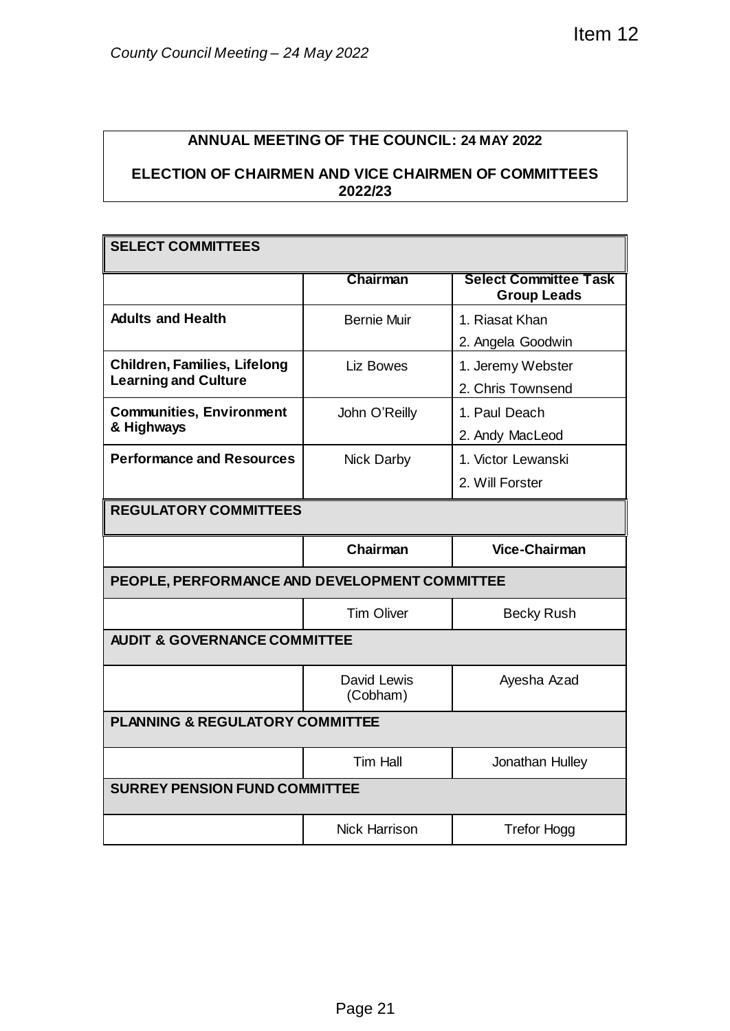## ANNUAL MEETING OF THE COUNCIL: 24 MAY 2022

## ELECTION OF CHAIRMEN AND VICE CHAIRMEN OF COMMITTEES 2022/23

| SELECT COMMITTEES | | |
|---|---|---|
| | **Chairman** | **Select Committee Task Group Leads** |
| **Adults and Health** | Bernie Muir | 1. Riasat Khan<br>2. Angela Goodwin |
| **Children, Families, Lifelong Learning and Culture** | Liz Bowes | 1. Jeremy Webster<br>2. Chris Townsend |
| **Communities, Environment & Highways** | John O'Reilly | 1. Paul Deach<br>2. Andy MacLeod |
| **Performance and Resources** | Nick Darby | 1. Victor Lewanski<br>2. Will Forster |

| REGULATORY COMMITTEES | | |
|---|---|---|
| | **Chairman** | **Vice-Chairman** |
| **PEOPLE, PERFORMANCE AND DEVELOPMENT COMMITTEE** | | |
| | Tim Oliver | Becky Rush |
| **AUDIT & GOVERNANCE COMMITTEE** | | |
| | David Lewis (Cobham) | Ayesha Azad |
| **PLANNING & REGULATORY COMMITTEE** | | |
| | Tim Hall | Jonathan Hulley |
| **SURREY PENSION FUND COMMITTEE** | | |
| | Nick Harrison | Trefor Hogg |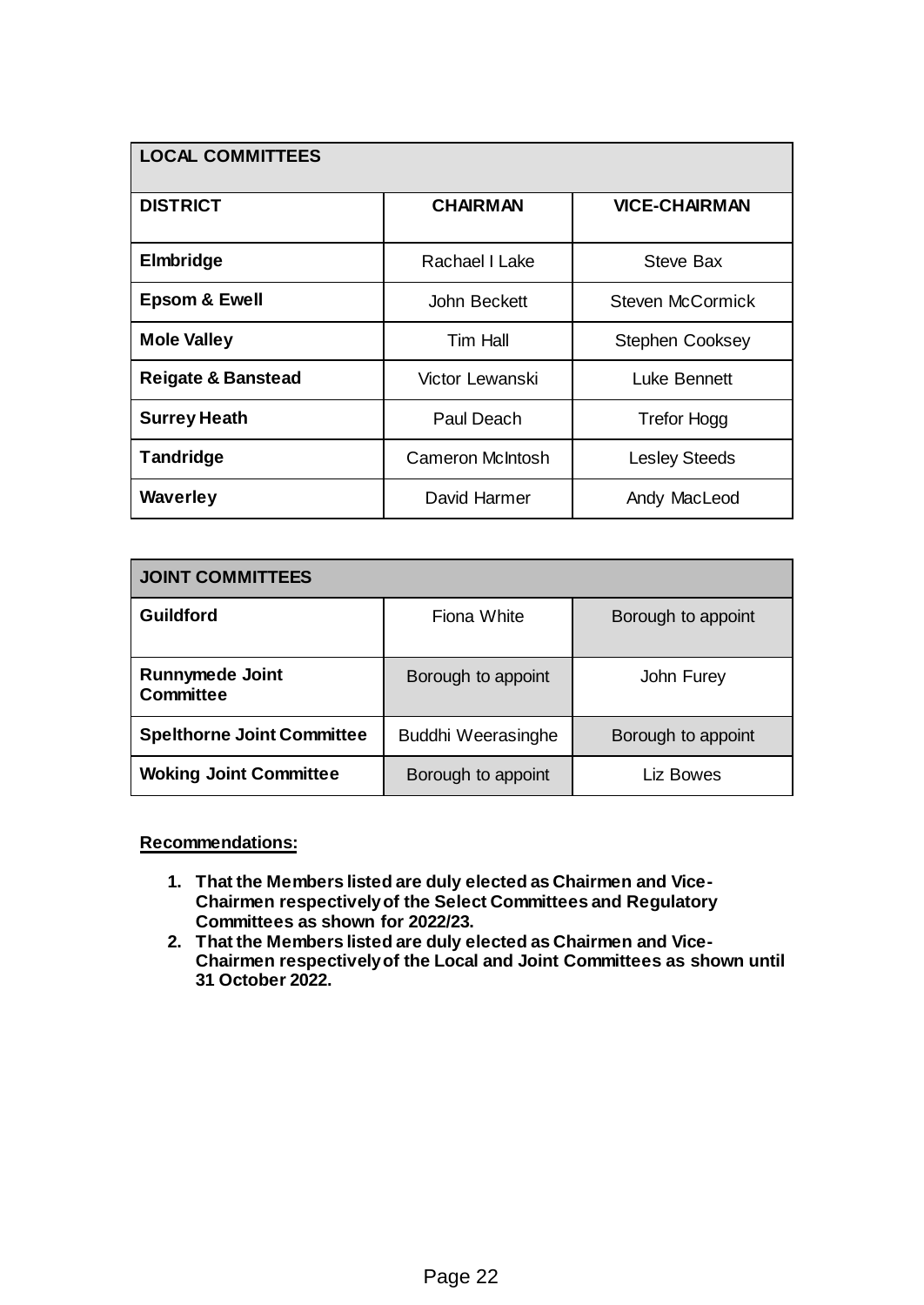| LOCAL COMMITTEES | | |
|---|---|---|
| **DISTRICT** | **CHAIRMAN** | **VICE-CHAIRMAN** |
| **Elmbridge** | Rachael I Lake | Steve Bax |
| **Epsom & Ewell** | John Beckett | Steven McCormick |
| **Mole Valley** | Tim Hall | Stephen Cooksey |
| **Reigate & Banstead** | Victor Lewanski | Luke Bennett |
| **Surrey Heath** | Paul Deach | Trefor Hogg |
| **Tandridge** | Cameron McIntosh | Lesley Steeds |
| **Waverley** | David Harmer | Andy MacLeod |

| JOINT COMMITTEES | | |
|---|---|---|
| **Guildford** | Fiona White | Borough to appoint |
| **Runnymede Joint Committee** | Borough to appoint | John Furey |
| **Spelthorne Joint Committee** | Buddhi Weerasinghe | Borough to appoint |
| **Woking Joint Committee** | Borough to appoint | Liz Bowes |

**Recommendations:**

1. **That the Members listed are duly elected as Chairmen and Vice-Chairmen respectively of the Select Committees and Regulatory Committees as shown for 2022/23.**
2. **That the Members listed are duly elected as Chairmen and Vice-Chairmen respectively of the Local and Joint Committees as shown until 31 October 2022.**